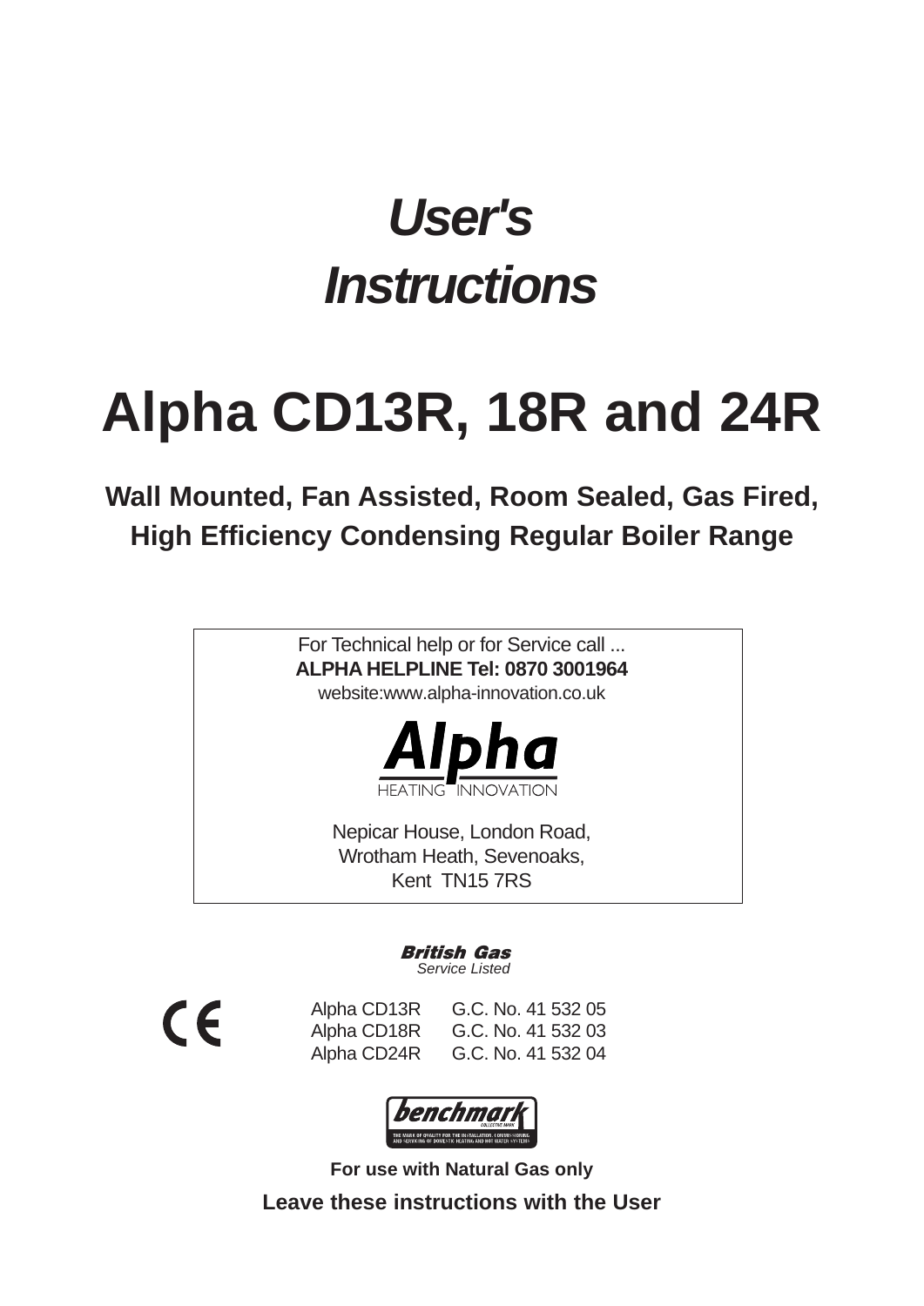# *User's Instructions*

# Alpha CD13R, 18R and 24R

## Wall Mounted, Fan Assisted, Room Sealed, Gas Fired, High Efficiency Condensing Regular Boiler Range

For Technical help or for Service call ...
**ALPHA HELPLINE Tel: 0870 3001964**
website:www.alpha-innovation.co.uk

**Alpha**
HEATING INNOVATION

Nepicar House, London Road,
Wrotham Heath, Sevenoaks,
Kent TN15 7RS

***British Gas***
*Service Listed*

CE

| | |
|---|---|
| Alpha CD13R | G.C. No. 41 532 05 |
| Alpha CD18R | G.C. No. 41 532 03 |
| Alpha CD24R | G.C. No. 41 532 04 |

*benchmark*
COLLECTIVE MARK
THE MARK OF QUALITY FOR THE INSTALLATION, COMMISSIONING AND SERVICING OF DOMESTIC HEATING AND HOT WATER SYSTEMS

**For use with Natural Gas only**

**Leave these instructions with the User**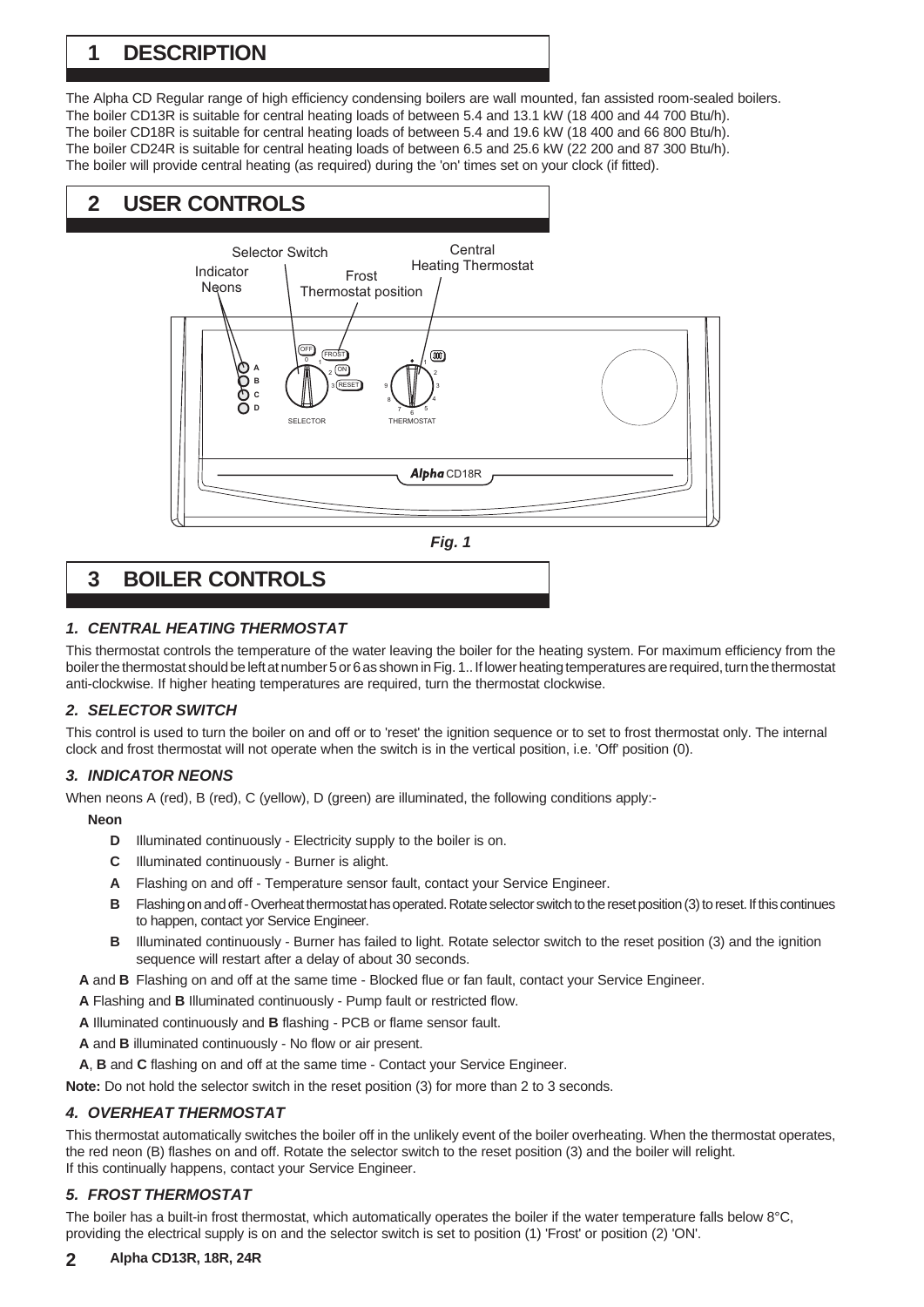# 1 DESCRIPTION

The Alpha CD Regular range of high efficiency condensing boilers are wall mounted, fan assisted room-sealed boilers.
The boiler CD13R is suitable for central heating loads of between 5.4 and 13.1 kW (18 400 and 44 700 Btu/h).
The boiler CD18R is suitable for central heating loads of between 5.4 and 19.6 kW (18 400 and 66 800 Btu/h).
The boiler CD24R is suitable for central heating loads of between 6.5 and 25.6 kW (22 200 and 87 300 Btu/h).
The boiler will provide central heating (as required) during the 'on' times set on your clock (if fitted).

# 2 USER CONTROLS

*Fig. 1*

# 3 BOILER CONTROLS

### *1. CENTRAL HEATING THERMOSTAT*

This thermostat controls the temperature of the water leaving the boiler for the heating system. For maximum efficiency from the boiler the thermostat should be left at number 5 or 6 as shown in Fig. 1.. If lower heating temperatures are required, turn the thermostat anti-clockwise. If higher heating temperatures are required, turn the thermostat clockwise.

### *2. SELECTOR SWITCH*

This control is used to turn the boiler on and off or to 'reset' the ignition sequence or to set to frost thermostat only. The internal clock and frost thermostat will not operate when the switch is in the vertical position, i.e. 'Off' position (0).

### *3. INDICATOR NEONS*

When neons A (red), B (red), C (yellow), D (green) are illuminated, the following conditions apply:-

**Neon**

- **D** Illuminated continuously - Electricity supply to the boiler is on.
- **C** Illuminated continuously - Burner is alight.
- **A** Flashing on and off - Temperature sensor fault, contact your Service Engineer.
- **B** Flashing on and off - Overheat thermostat has operated. Rotate selector switch to the reset position (3) to reset. If this continues to happen, contact yor Service Engineer.
- **B** Illuminated continuously - Burner has failed to light. Rotate selector switch to the reset position (3) and the ignition sequence will restart after a delay of about 30 seconds.

**A** and **B** Flashing on and off at the same time - Blocked flue or fan fault, contact your Service Engineer.

**A** Flashing and **B** Illuminated continuously - Pump fault or restricted flow.

**A** Illuminated continuously and **B** flashing - PCB or flame sensor fault.

**A** and **B** illuminated continuously - No flow or air present.

**A**, **B** and **C** flashing on and off at the same time - Contact your Service Engineer.

**Note:** Do not hold the selector switch in the reset position (3) for more than 2 to 3 seconds.

### *4. OVERHEAT THERMOSTAT*

This thermostat automatically switches the boiler off in the unlikely event of the boiler overheating. When the thermostat operates, the red neon (B) flashes on and off. Rotate the selector switch to the reset position (3) and the boiler will relight.
If this continually happens, contact your Service Engineer.

### *5. FROST THERMOSTAT*

The boiler has a built-in frost thermostat, which automatically operates the boiler if the water temperature falls below 8°C, providing the electrical supply is on and the selector switch is set to position (1) 'Frost' or position (2) 'ON'.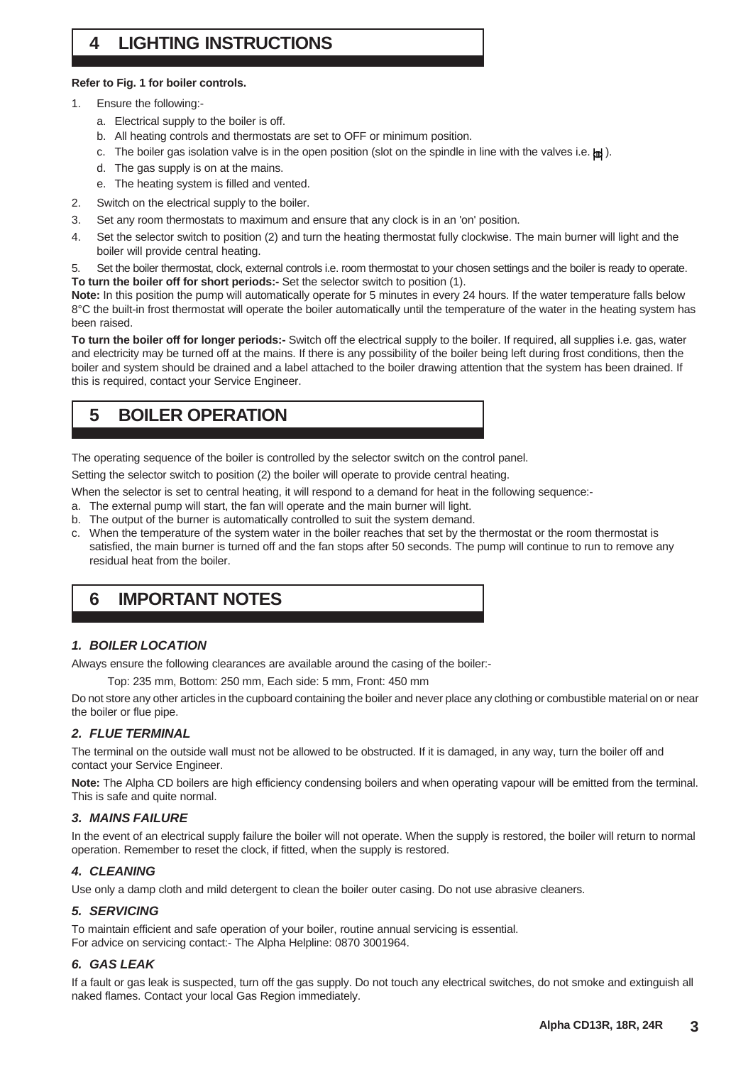# 4 LIGHTING INSTRUCTIONS

**Refer to Fig. 1 for boiler controls.**

1. Ensure the following:-
   a. Electrical supply to the boiler is off.
   b. All heating controls and thermostats are set to OFF or minimum position.
   c. The boiler gas isolation valve is in the open position (slot on the spindle in line with the valves i.e. ).
   d. The gas supply is on at the mains.
   e. The heating system is filled and vented.
2. Switch on the electrical supply to the boiler.
3. Set any room thermostats to maximum and ensure that any clock is in an 'on' position.
4. Set the selector switch to position (2) and turn the heating thermostat fully clockwise. The main burner will light and the boiler will provide central heating.
5. Set the boiler thermostat, clock, external controls i.e. room thermostat to your chosen settings and the boiler is ready to operate.

**To turn the boiler off for short periods:-** Set the selector switch to position (1).

**Note:** In this position the pump will automatically operate for 5 minutes in every 24 hours. If the water temperature falls below 8°C the built-in frost thermostat will operate the boiler automatically until the temperature of the water in the heating system has been raised.

**To turn the boiler off for longer periods:-** Switch off the electrical supply to the boiler. If required, all supplies i.e. gas, water and electricity may be turned off at the mains. If there is any possibility of the boiler being left during frost conditions, then the boiler and system should be drained and a label attached to the boiler drawing attention that the system has been drained. If this is required, contact your Service Engineer.

# 5 BOILER OPERATION

The operating sequence of the boiler is controlled by the selector switch on the control panel.

Setting the selector switch to position (2) the boiler will operate to provide central heating.

When the selector is set to central heating, it will respond to a demand for heat in the following sequence:-

a. The external pump will start, the fan will operate and the main burner will light.
b. The output of the burner is automatically controlled to suit the system demand.
c. When the temperature of the system water in the boiler reaches that set by the thermostat or the room thermostat is satisfied, the main burner is turned off and the fan stops after 50 seconds. The pump will continue to run to remove any residual heat from the boiler.

# 6 IMPORTANT NOTES

### *1. BOILER LOCATION*

Always ensure the following clearances are available around the casing of the boiler:-

Top: 235 mm, Bottom: 250 mm, Each side: 5 mm, Front: 450 mm

Do not store any other articles in the cupboard containing the boiler and never place any clothing or combustible material on or near the boiler or flue pipe.

### *2. FLUE TERMINAL*

The terminal on the outside wall must not be allowed to be obstructed. If it is damaged, in any way, turn the boiler off and contact your Service Engineer.

**Note:** The Alpha CD boilers are high efficiency condensing boilers and when operating vapour will be emitted from the terminal. This is safe and quite normal.

### *3. MAINS FAILURE*

In the event of an electrical supply failure the boiler will not operate. When the supply is restored, the boiler will return to normal operation. Remember to reset the clock, if fitted, when the supply is restored.

### *4. CLEANING*

Use only a damp cloth and mild detergent to clean the boiler outer casing. Do not use abrasive cleaners.

### *5. SERVICING*

To maintain efficient and safe operation of your boiler, routine annual servicing is essential.
For advice on servicing contact:- The Alpha Helpline: 0870 3001964.

### *6. GAS LEAK*

If a fault or gas leak is suspected, turn off the gas supply. Do not touch any electrical switches, do not smoke and extinguish all naked flames. Contact your local Gas Region immediately.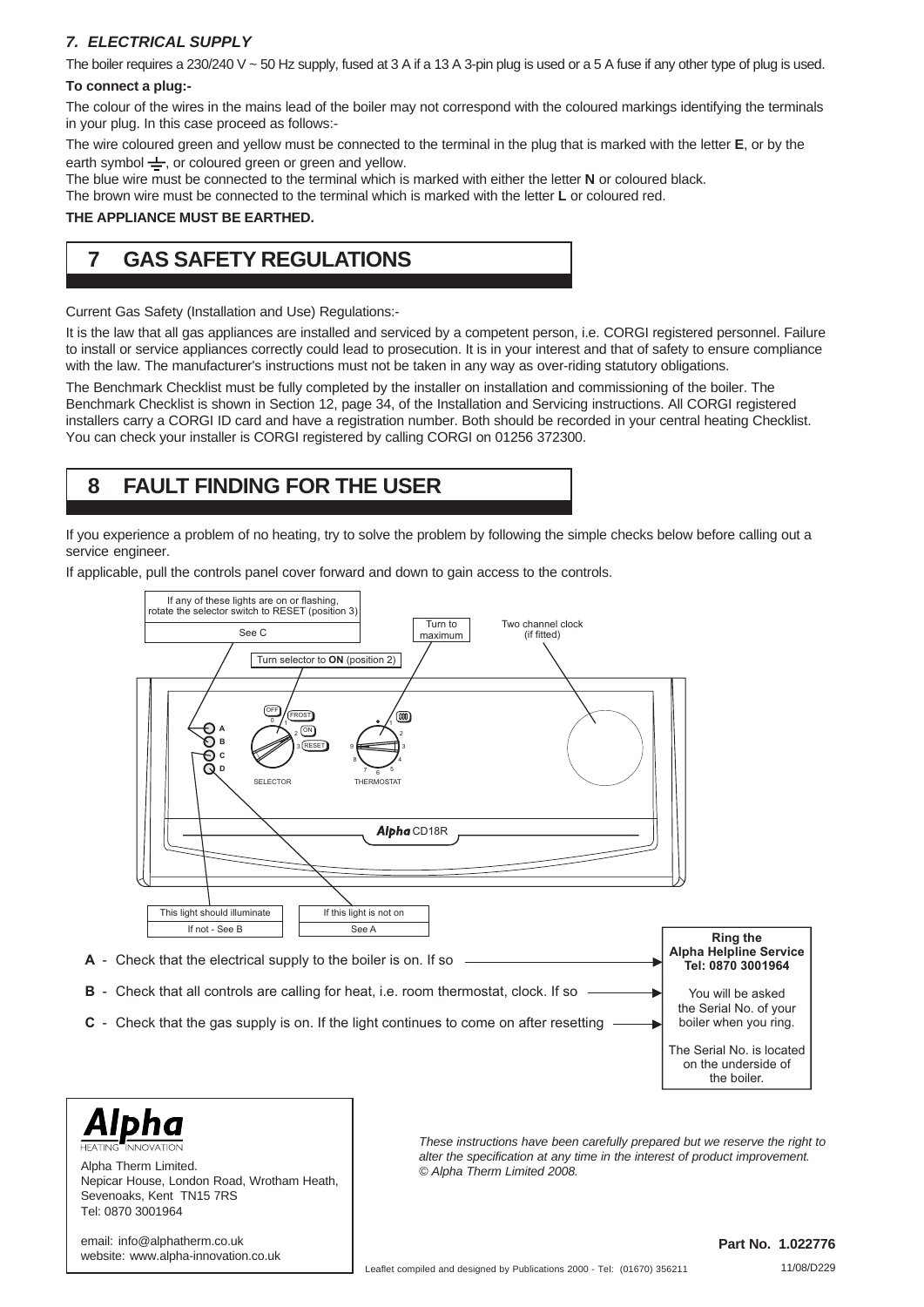### *7. ELECTRICAL SUPPLY*

The boiler requires a 230/240 V ~ 50 Hz supply, fused at 3 A if a 13 A 3-pin plug is used or a 5 A fuse if any other type of plug is used.

**To connect a plug:-**

The colour of the wires in the mains lead of the boiler may not correspond with the coloured markings identifying the terminals in your plug. In this case proceed as follows:-

The wire coloured green and yellow must be connected to the terminal in the plug that is marked with the letter **E**, or by the earth symbol ⏚, or coloured green or green and yellow.

The blue wire must be connected to the terminal which is marked with either the letter **N** or coloured black.

The brown wire must be connected to the terminal which is marked with the letter **L** or coloured red.

**THE APPLIANCE MUST BE EARTHED.**

## 7 GAS SAFETY REGULATIONS

Current Gas Safety (Installation and Use) Regulations:-

It is the law that all gas appliances are installed and serviced by a competent person, i.e. CORGI registered personnel. Failure to install or service appliances correctly could lead to prosecution. It is in your interest and that of safety to ensure compliance with the law. The manufacturer's instructions must not be taken in any way as over-riding statutory obligations.

The Benchmark Checklist must be fully completed by the installer on installation and commissioning of the boiler. The Benchmark Checklist is shown in Section 12, page 34, of the Installation and Servicing instructions. All CORGI registered installers carry a CORGI ID card and have a registration number. Both should be recorded in your central heating Checklist. You can check your installer is CORGI registered by calling CORGI on 01256 372300.

## 8 FAULT FINDING FOR THE USER

If you experience a problem of no heating, try to solve the problem by following the simple checks below before calling out a service engineer.

If applicable, pull the controls panel cover forward and down to gain access to the controls.

If any of these lights are on or flashing, rotate the selector switch to RESET (position 3)

See C

Turn selector to **ON** (position 2)

Turn to maximum

Two channel clock (if fitted)

A B C D

OFF 0 FROST 1 ON 2 RESET 3

SELECTOR

THERMOSTAT

Alpha CD18R

This light should illuminate

If not - See B

If this light is not on

See A

**A** - Check that the electrical supply to the boiler is on. If so

**B** - Check that all controls are calling for heat, i.e. room thermostat, clock. If so

**C** - Check that the gas supply is on. If the light continues to come on after resetting

**Ring the Alpha Helpline Service Tel: 0870 3001964**

You will be asked the Serial No. of your boiler when you ring.

The Serial No. is located on the underside of the boiler.

**Alpha** HEATING INNOVATION

Alpha Therm Limited.
Nepicar House, London Road, Wrotham Heath,
Sevenoaks, Kent TN15 7RS
Tel: 0870 3001964

email: info@alphatherm.co.uk
website: www.alpha-innovation.co.uk

*These instructions have been carefully prepared but we reserve the right to alter the specification at any time in the interest of product improvement.*
*© Alpha Therm Limited 2008.*

**Part No. 1.022776**

Leaflet compiled and designed by Publications 2000 - Tel: (01670) 356211

11/08/D229